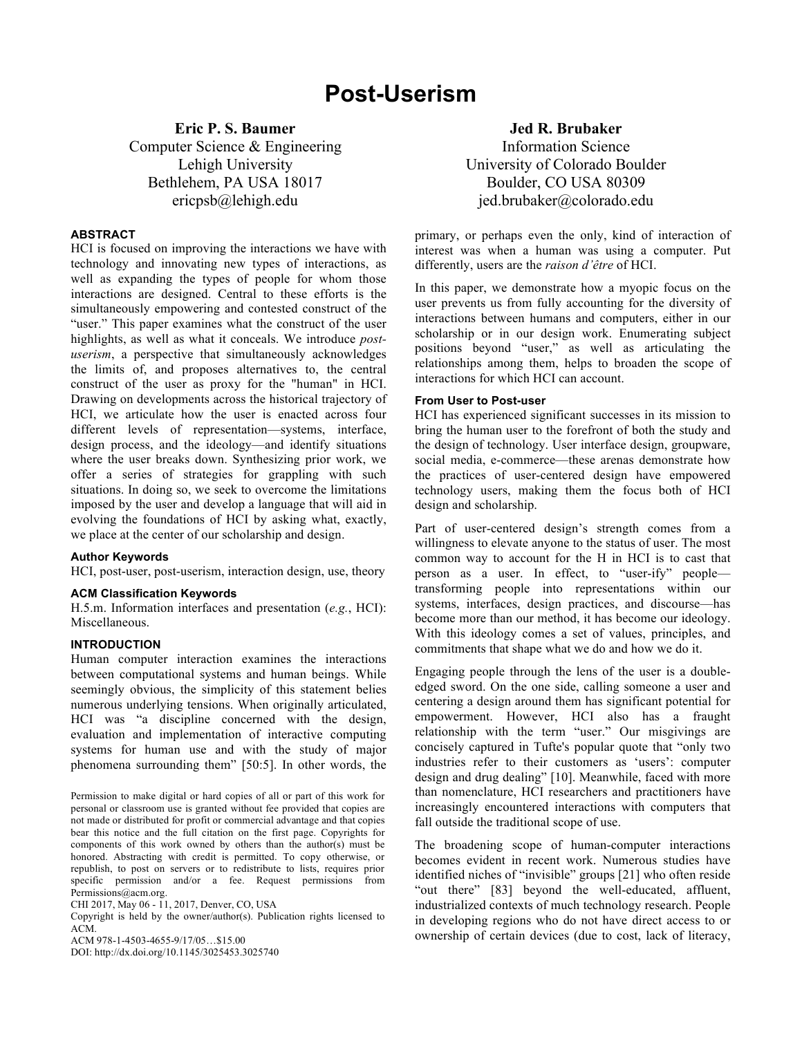# Post-Userism

**Eric P. S. Baumer**
Computer Science & Engineering
Lehigh University
Bethlehem, PA USA 18017
ericpsb@lehigh.edu

**Jed R. Brubaker**
Information Science
University of Colorado Boulder
Boulder, CO USA 80309
jed.brubaker@colorado.edu

## ABSTRACT

HCI is focused on improving the interactions we have with technology and innovating new types of interactions, as well as expanding the types of people for whom those interactions are designed. Central to these efforts is the simultaneously empowering and contested construct of the "user." This paper examines what the construct of the user highlights, as well as what it conceals. We introduce *post-userism*, a perspective that simultaneously acknowledges the limits of, and proposes alternatives to, the central construct of the user as proxy for the "human" in HCI. Drawing on developments across the historical trajectory of HCI, we articulate how the user is enacted across four different levels of representation—systems, interface, design process, and the ideology—and identify situations where the user breaks down. Synthesizing prior work, we offer a series of strategies for grappling with such situations. In doing so, we seek to overcome the limitations imposed by the user and develop a language that will aid in evolving the foundations of HCI by asking what, exactly, we place at the center of our scholarship and design.

### Author Keywords

HCI, post-user, post-userism, interaction design, use, theory

### ACM Classification Keywords

H.5.m. Information interfaces and presentation (*e.g.*, HCI): Miscellaneous.

## INTRODUCTION

Human computer interaction examines the interactions between computational systems and human beings. While seemingly obvious, the simplicity of this statement belies numerous underlying tensions. When originally articulated, HCI was "a discipline concerned with the design, evaluation and implementation of interactive computing systems for human use and with the study of major phenomena surrounding them" [50:5]. In other words, the primary, or perhaps even the only, kind of interaction of interest was when a human was using a computer. Put differently, users are the *raison d'être* of HCI.

In this paper, we demonstrate how a myopic focus on the user prevents us from fully accounting for the diversity of interactions between humans and computers, either in our scholarship or in our design work. Enumerating subject positions beyond "user," as well as articulating the relationships among them, helps to broaden the scope of interactions for which HCI can account.

### From User to Post-user

HCI has experienced significant successes in its mission to bring the human user to the forefront of both the study and the design of technology. User interface design, groupware, social media, e-commerce—these arenas demonstrate how the practices of user-centered design have empowered technology users, making them the focus both of HCI design and scholarship.

Part of user-centered design's strength comes from a willingness to elevate anyone to the status of user. The most common way to account for the H in HCI is to cast that person as a user. In effect, to "user-ify" people—transforming people into representations within our systems, interfaces, design practices, and discourse—has become more than our method, it has become our ideology. With this ideology comes a set of values, principles, and commitments that shape what we do and how we do it.

Engaging people through the lens of the user is a double-edged sword. On the one side, calling someone a user and centering a design around them has significant potential for empowerment. However, HCI also has a fraught relationship with the term "user." Our misgivings are concisely captured in Tufte's popular quote that "only two industries refer to their customers as 'users': computer design and drug dealing" [10]. Meanwhile, faced with more than nomenclature, HCI researchers and practitioners have increasingly encountered interactions with computers that fall outside the traditional scope of use.

The broadening scope of human-computer interactions becomes evident in recent work. Numerous studies have identified niches of "invisible" groups [21] who often reside "out there" [83] beyond the well-educated, affluent, industrialized contexts of much technology research. People in developing regions who do not have direct access to or ownership of certain devices (due to cost, lack of literacy,

Permission to make digital or hard copies of all or part of this work for personal or classroom use is granted without fee provided that copies are not made or distributed for profit or commercial advantage and that copies bear this notice and the full citation on the first page. Copyrights for components of this work owned by others than the author(s) must be honored. Abstracting with credit is permitted. To copy otherwise, or republish, to post on servers or to redistribute to lists, requires prior specific permission and/or a fee. Request permissions from Permissions@acm.org.
CHI 2017, May 06 - 11, 2017, Denver, CO, USA
Copyright is held by the owner/author(s). Publication rights licensed to ACM.
ACM 978-1-4503-4655-9/17/05…$15.00
DOI: http://dx.doi.org/10.1145/3025453.3025740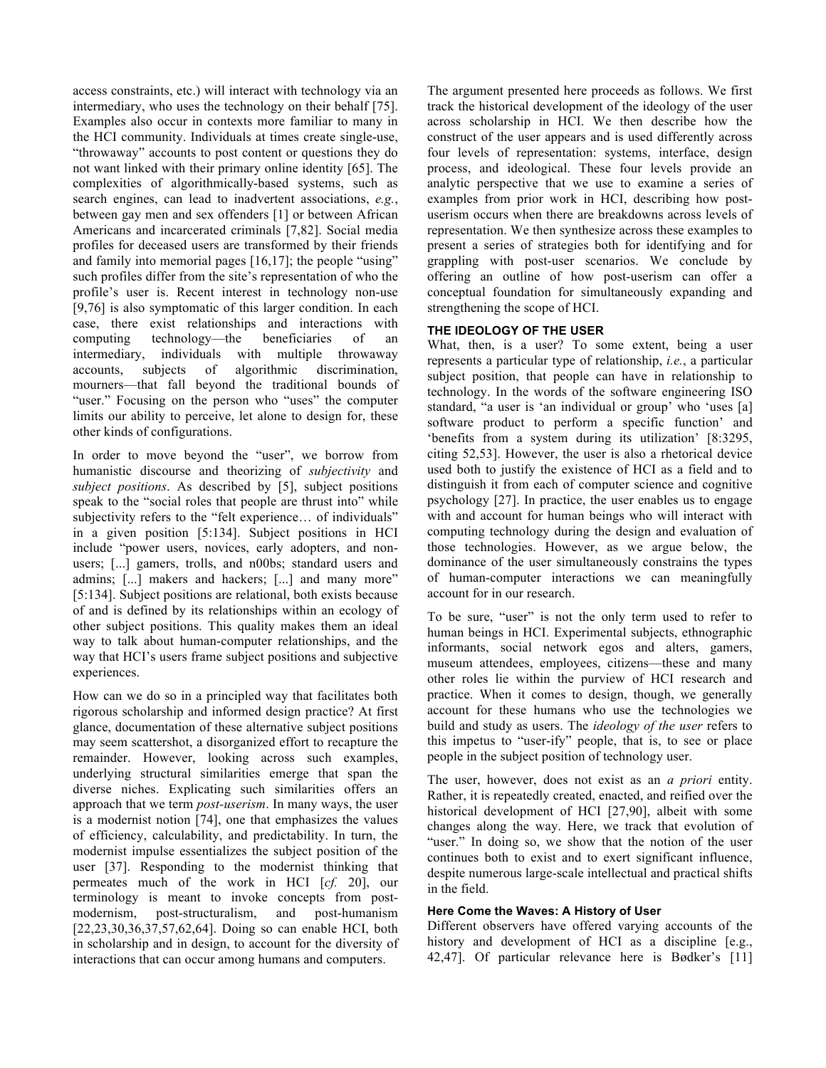access constraints, etc.) will interact with technology via an intermediary, who uses the technology on their behalf [75]. Examples also occur in contexts more familiar to many in the HCI community. Individuals at times create single-use, "throwaway" accounts to post content or questions they do not want linked with their primary online identity [65]. The complexities of algorithmically-based systems, such as search engines, can lead to inadvertent associations, *e.g.*, between gay men and sex offenders [1] or between African Americans and incarcerated criminals [7,82]. Social media profiles for deceased users are transformed by their friends and family into memorial pages [16,17]; the people "using" such profiles differ from the site's representation of who the profile's user is. Recent interest in technology non-use [9,76] is also symptomatic of this larger condition. In each case, there exist relationships and interactions with computing technology—the beneficiaries of an intermediary, individuals with multiple throwaway accounts, subjects of algorithmic discrimination, mourners—that fall beyond the traditional bounds of "user." Focusing on the person who "uses" the computer limits our ability to perceive, let alone to design for, these other kinds of configurations.

In order to move beyond the "user", we borrow from humanistic discourse and theorizing of *subjectivity* and *subject positions*. As described by [5], subject positions speak to the "social roles that people are thrust into" while subjectivity refers to the "felt experience… of individuals" in a given position [5:134]. Subject positions in HCI include "power users, novices, early adopters, and non-users; [...] gamers, trolls, and n00bs; standard users and admins; [...] makers and hackers; [...] and many more" [5:134]. Subject positions are relational, both exists because of and is defined by its relationships within an ecology of other subject positions. This quality makes them an ideal way to talk about human-computer relationships, and the way that HCI's users frame subject positions and subjective experiences.

How can we do so in a principled way that facilitates both rigorous scholarship and informed design practice? At first glance, documentation of these alternative subject positions may seem scattershot, a disorganized effort to recapture the remainder. However, looking across such examples, underlying structural similarities emerge that span the diverse niches. Explicating such similarities offers an approach that we term *post-userism*. In many ways, the user is a modernist notion [74], one that emphasizes the values of efficiency, calculability, and predictability. In turn, the modernist impulse essentializes the subject position of the user [37]. Responding to the modernist thinking that permeates much of the work in HCI [*cf.* 20], our terminology is meant to invoke concepts from post-modernism, post-structuralism, and post-humanism [22,23,30,36,37,57,62,64]. Doing so can enable HCI, both in scholarship and in design, to account for the diversity of interactions that can occur among humans and computers.

The argument presented here proceeds as follows. We first track the historical development of the ideology of the user across scholarship in HCI. We then describe how the construct of the user appears and is used differently across four levels of representation: systems, interface, design process, and ideological. These four levels provide an analytic perspective that we use to examine a series of examples from prior work in HCI, describing how post-userism occurs when there are breakdowns across levels of representation. We then synthesize across these examples to present a series of strategies both for identifying and for grappling with post-user scenarios. We conclude by offering an outline of how post-userism can offer a conceptual foundation for simultaneously expanding and strengthening the scope of HCI.

## THE IDEOLOGY OF THE USER

What, then, is a user? To some extent, being a user represents a particular type of relationship, *i.e.*, a particular subject position, that people can have in relationship to technology. In the words of the software engineering ISO standard, "a user is 'an individual or group' who 'uses [a] software product to perform a specific function' and 'benefits from a system during its utilization' [8:3295, citing 52,53]. However, the user is also a rhetorical device used both to justify the existence of HCI as a field and to distinguish it from each of computer science and cognitive psychology [27]. In practice, the user enables us to engage with and account for human beings who will interact with computing technology during the design and evaluation of those technologies. However, as we argue below, the dominance of the user simultaneously constrains the types of human-computer interactions we can meaningfully account for in our research.

To be sure, "user" is not the only term used to refer to human beings in HCI. Experimental subjects, ethnographic informants, social network egos and alters, gamers, museum attendees, employees, citizens—these and many other roles lie within the purview of HCI research and practice. When it comes to design, though, we generally account for these humans who use the technologies we build and study as users. The *ideology of the user* refers to this impetus to "user-ify" people, that is, to see or place people in the subject position of technology user.

The user, however, does not exist as an *a priori* entity. Rather, it is repeatedly created, enacted, and reified over the historical development of HCI [27,90], albeit with some changes along the way. Here, we track that evolution of "user." In doing so, we show that the notion of the user continues both to exist and to exert significant influence, despite numerous large-scale intellectual and practical shifts in the field.

### Here Come the Waves: A History of User

Different observers have offered varying accounts of the history and development of HCI as a discipline [e.g., 42,47]. Of particular relevance here is Bødker's [11]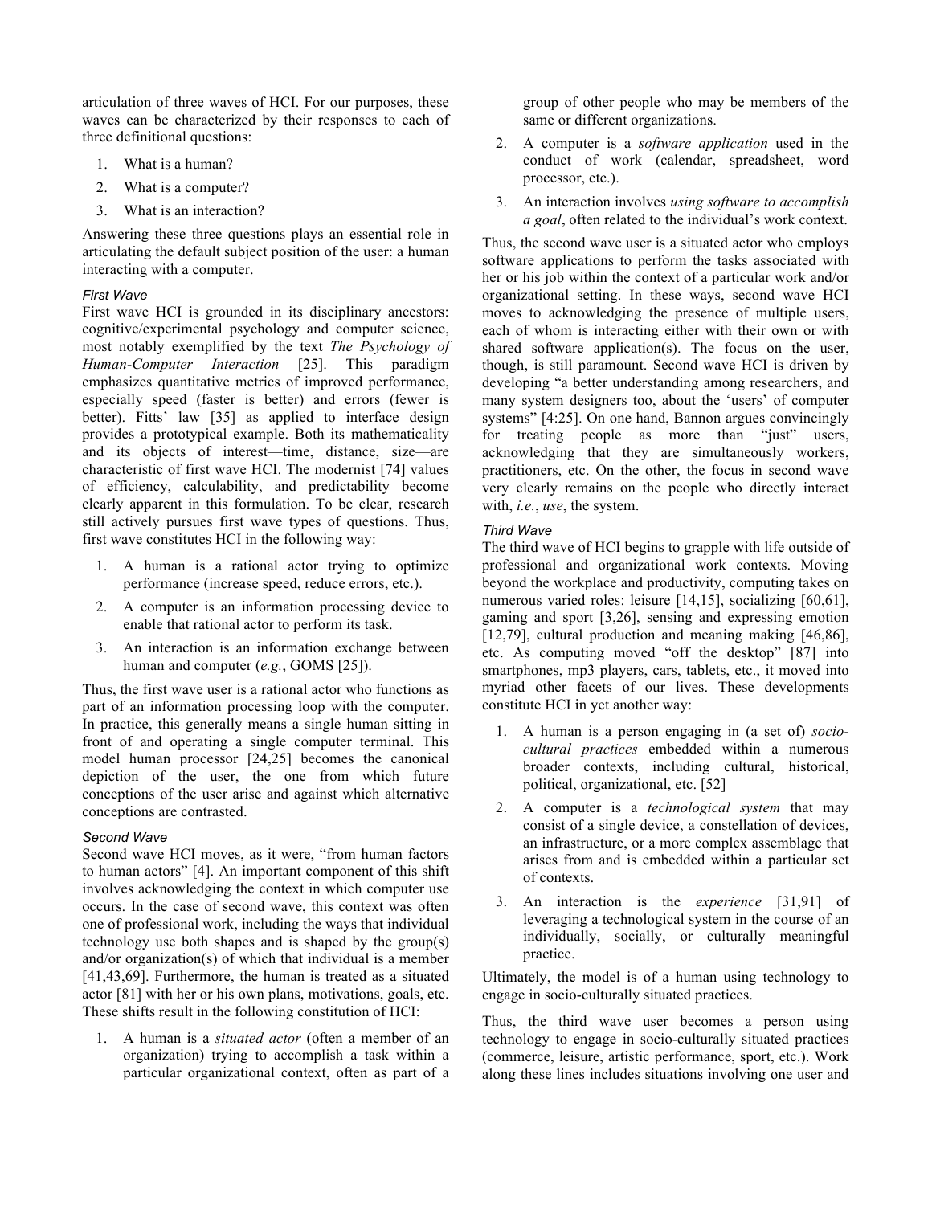articulation of three waves of HCI. For our purposes, these waves can be characterized by their responses to each of three definitional questions:

1. What is a human?
2. What is a computer?
3. What is an interaction?

Answering these three questions plays an essential role in articulating the default subject position of the user: a human interacting with a computer.

### *First Wave*

First wave HCI is grounded in its disciplinary ancestors: cognitive/experimental psychology and computer science, most notably exemplified by the text *The Psychology of Human-Computer Interaction* [25]. This paradigm emphasizes quantitative metrics of improved performance, especially speed (faster is better) and errors (fewer is better). Fitts' law [35] as applied to interface design provides a prototypical example. Both its mathematicality and its objects of interest—time, distance, size—are characteristic of first wave HCI. The modernist [74] values of efficiency, calculability, and predictability become clearly apparent in this formulation. To be clear, research still actively pursues first wave types of questions. Thus, first wave constitutes HCI in the following way:

1. A human is a rational actor trying to optimize performance (increase speed, reduce errors, etc.).
2. A computer is an information processing device to enable that rational actor to perform its task.
3. An interaction is an information exchange between human and computer (*e.g.*, GOMS [25]).

Thus, the first wave user is a rational actor who functions as part of an information processing loop with the computer. In practice, this generally means a single human sitting in front of and operating a single computer terminal. This model human processor [24,25] becomes the canonical depiction of the user, the one from which future conceptions of the user arise and against which alternative conceptions are contrasted.

### *Second Wave*

Second wave HCI moves, as it were, "from human factors to human actors" [4]. An important component of this shift involves acknowledging the context in which computer use occurs. In the case of second wave, this context was often one of professional work, including the ways that individual technology use both shapes and is shaped by the group(s) and/or organization(s) of which that individual is a member [41,43,69]. Furthermore, the human is treated as a situated actor [81] with her or his own plans, motivations, goals, etc. These shifts result in the following constitution of HCI:

1. A human is a *situated actor* (often a member of an organization) trying to accomplish a task within a particular organizational context, often as part of a group of other people who may be members of the same or different organizations.
2. A computer is a *software application* used in the conduct of work (calendar, spreadsheet, word processor, etc.).
3. An interaction involves *using software to accomplish a goal*, often related to the individual's work context.

Thus, the second wave user is a situated actor who employs software applications to perform the tasks associated with her or his job within the context of a particular work and/or organizational setting. In these ways, second wave HCI moves to acknowledging the presence of multiple users, each of whom is interacting either with their own or with shared software application(s). The focus on the user, though, is still paramount. Second wave HCI is driven by developing "a better understanding among researchers, and many system designers too, about the 'users' of computer systems" [4:25]. On one hand, Bannon argues convincingly for treating people as more than "just" users, acknowledging that they are simultaneously workers, practitioners, etc. On the other, the focus in second wave very clearly remains on the people who directly interact with, *i.e.*, *use*, the system.

### *Third Wave*

The third wave of HCI begins to grapple with life outside of professional and organizational work contexts. Moving beyond the workplace and productivity, computing takes on numerous varied roles: leisure [14,15], socializing [60,61], gaming and sport [3,26], sensing and expressing emotion [12,79], cultural production and meaning making [46,86], etc. As computing moved "off the desktop" [87] into smartphones, mp3 players, cars, tablets, etc., it moved into myriad other facets of our lives. These developments constitute HCI in yet another way:

1. A human is a person engaging in (a set of) *socio-cultural practices* embedded within a numerous broader contexts, including cultural, historical, political, organizational, etc. [52]
2. A computer is a *technological system* that may consist of a single device, a constellation of devices, an infrastructure, or a more complex assemblage that arises from and is embedded within a particular set of contexts.
3. An interaction is the *experience* [31,91] of leveraging a technological system in the course of an individually, socially, or culturally meaningful practice.

Ultimately, the model is of a human using technology to engage in socio-culturally situated practices.

Thus, the third wave user becomes a person using technology to engage in socio-culturally situated practices (commerce, leisure, artistic performance, sport, etc.). Work along these lines includes situations involving one user and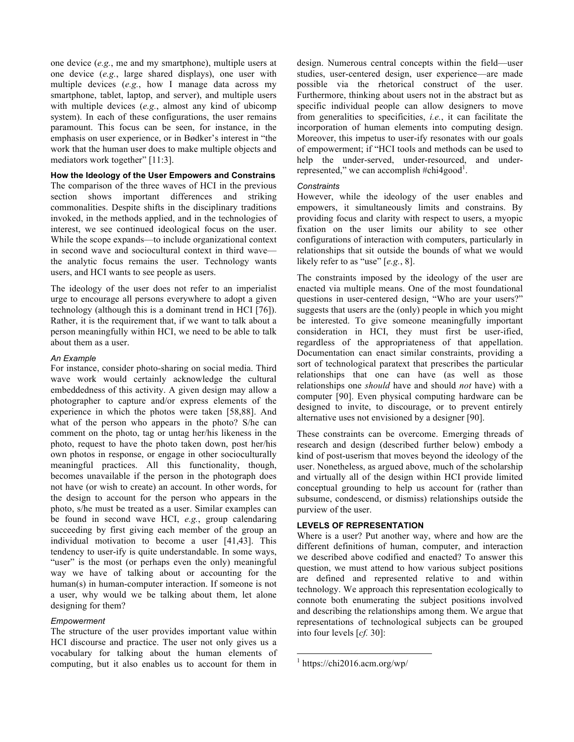one device (*e.g.*, me and my smartphone), multiple users at one device (*e.g.*, large shared displays), one user with multiple devices (*e.g.*, how I manage data across my smartphone, tablet, laptop, and server), and multiple users with multiple devices (*e.g.*, almost any kind of ubicomp system). In each of these configurations, the user remains paramount. This focus can be seen, for instance, in the emphasis on user experience, or in Bødker's interest in "the work that the human user does to make multiple objects and mediators work together" [11:3].

### How the Ideology of the User Empowers and Constrains

The comparison of the three waves of HCI in the previous section shows important differences and striking commonalities. Despite shifts in the disciplinary traditions invoked, in the methods applied, and in the technologies of interest, we see continued ideological focus on the user. While the scope expands—to include organizational context in second wave and sociocultural context in third wave—the analytic focus remains the user. Technology wants users, and HCI wants to see people as users.

The ideology of the user does not refer to an imperialist urge to encourage all persons everywhere to adopt a given technology (although this is a dominant trend in HCI [76]). Rather, it is the requirement that, if we want to talk about a person meaningfully within HCI, we need to be able to talk about them as a user.

#### *An Example*

For instance, consider photo-sharing on social media. Third wave work would certainly acknowledge the cultural embeddedness of this activity. A given design may allow a photographer to capture and/or express elements of the experience in which the photos were taken [58,88]. And what of the person who appears in the photo? S/he can comment on the photo, tag or untag her/his likeness in the photo, request to have the photo taken down, post her/his own photos in response, or engage in other socioculturally meaningful practices. All this functionality, though, becomes unavailable if the person in the photograph does not have (or wish to create) an account. In other words, for the design to account for the person who appears in the photo, s/he must be treated as a user. Similar examples can be found in second wave HCI, *e.g.*, group calendaring succeeding by first giving each member of the group an individual motivation to become a user [41,43]. This tendency to user-ify is quite understandable. In some ways, "user" is the most (or perhaps even the only) meaningful way we have of talking about or accounting for the human(s) in human-computer interaction. If someone is not a user, why would we be talking about them, let alone designing for them?

#### *Empowerment*

The structure of the user provides important value within HCI discourse and practice. The user not only gives us a vocabulary for talking about the human elements of computing, but it also enables us to account for them in design. Numerous central concepts within the field—user studies, user-centered design, user experience—are made possible via the rhetorical construct of the user. Furthermore, thinking about users not in the abstract but as specific individual people can allow designers to move from generalities to specificities, *i.e.*, it can facilitate the incorporation of human elements into computing design. Moreover, this impetus to user-ify resonates with our goals of empowerment; if "HCI tools and methods can be used to help the under-served, under-resourced, and under-represented," we can accomplish #chi4good[1].

#### *Constraints*

However, while the ideology of the user enables and empowers, it simultaneously limits and constrains. By providing focus and clarity with respect to users, a myopic fixation on the user limits our ability to see other configurations of interaction with computers, particularly in relationships that sit outside the bounds of what we would likely refer to as "use" [*e.g.*, 8].

The constraints imposed by the ideology of the user are enacted via multiple means. One of the most foundational questions in user-centered design, "Who are your users?" suggests that users are the (only) people in which you might be interested. To give someone meaningfully important consideration in HCI, they must first be user-ified, regardless of the appropriateness of that appellation. Documentation can enact similar constraints, providing a sort of technological paratext that prescribes the particular relationships that one can have (as well as those relationships one *should* have and should *not* have) with a computer [90]. Even physical computing hardware can be designed to invite, to discourage, or to prevent entirely alternative uses not envisioned by a designer [90].

These constraints can be overcome. Emerging threads of research and design (described further below) embody a kind of post-userism that moves beyond the ideology of the user. Nonetheless, as argued above, much of the scholarship and virtually all of the design within HCI provide limited conceptual grounding to help us account for (rather than subsume, condescend, or dismiss) relationships outside the purview of the user.

## LEVELS OF REPRESENTATION

Where is a user? Put another way, where and how are the different definitions of human, computer, and interaction we described above codified and enacted? To answer this question, we must attend to how various subject positions are defined and represented relative to and within technology. We approach this representation ecologically to connote both enumerating the subject positions involved and describing the relationships among them. We argue that representations of technological subjects can be grouped into four levels [*cf.* 30]:

[1] https://chi2016.acm.org/wp/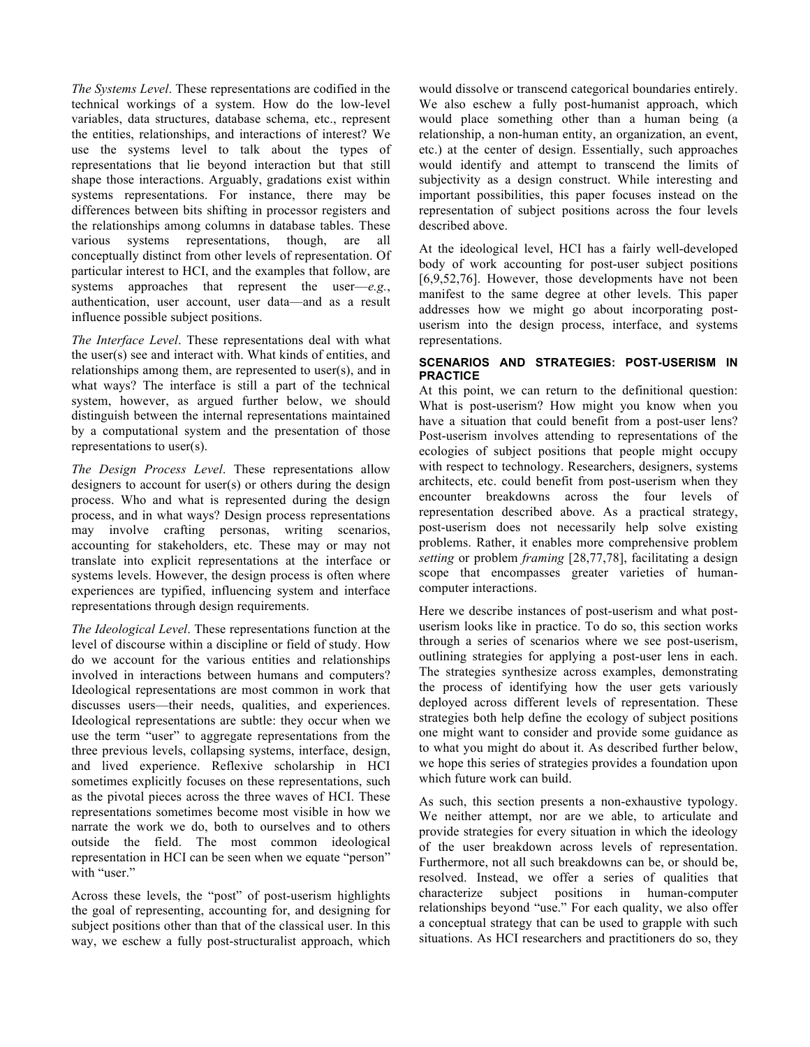*The Systems Level*. These representations are codified in the technical workings of a system. How do the low-level variables, data structures, database schema, etc., represent the entities, relationships, and interactions of interest? We use the systems level to talk about the types of representations that lie beyond interaction but that still shape those interactions. Arguably, gradations exist within systems representations. For instance, there may be differences between bits shifting in processor registers and the relationships among columns in database tables. These various systems representations, though, are all conceptually distinct from other levels of representation. Of particular interest to HCI, and the examples that follow, are systems approaches that represent the user—*e.g.*, authentication, user account, user data—and as a result influence possible subject positions.

*The Interface Level*. These representations deal with what the user(s) see and interact with. What kinds of entities, and relationships among them, are represented to user(s), and in what ways? The interface is still a part of the technical system, however, as argued further below, we should distinguish between the internal representations maintained by a computational system and the presentation of those representations to user(s).

*The Design Process Level*. These representations allow designers to account for user(s) or others during the design process. Who and what is represented during the design process, and in what ways? Design process representations may involve crafting personas, writing scenarios, accounting for stakeholders, etc. These may or may not translate into explicit representations at the interface or systems levels. However, the design process is often where experiences are typified, influencing system and interface representations through design requirements.

*The Ideological Level*. These representations function at the level of discourse within a discipline or field of study. How do we account for the various entities and relationships involved in interactions between humans and computers? Ideological representations are most common in work that discusses users—their needs, qualities, and experiences. Ideological representations are subtle: they occur when we use the term "user" to aggregate representations from the three previous levels, collapsing systems, interface, design, and lived experience. Reflexive scholarship in HCI sometimes explicitly focuses on these representations, such as the pivotal pieces across the three waves of HCI. These representations sometimes become most visible in how we narrate the work we do, both to ourselves and to others outside the field. The most common ideological representation in HCI can be seen when we equate "person" with "user."

Across these levels, the "post" of post-userism highlights the goal of representing, accounting for, and designing for subject positions other than that of the classical user. In this way, we eschew a fully post-structuralist approach, which would dissolve or transcend categorical boundaries entirely. We also eschew a fully post-humanist approach, which would place something other than a human being (a relationship, a non-human entity, an organization, an event, etc.) at the center of design. Essentially, such approaches would identify and attempt to transcend the limits of subjectivity as a design construct. While interesting and important possibilities, this paper focuses instead on the representation of subject positions across the four levels described above.

At the ideological level, HCI has a fairly well-developed body of work accounting for post-user subject positions [6,9,52,76]. However, those developments have not been manifest to the same degree at other levels. This paper addresses how we might go about incorporating post-userism into the design process, interface, and systems representations.

## SCENARIOS AND STRATEGIES: POST-USERISM IN PRACTICE

At this point, we can return to the definitional question: What is post-userism? How might you know when you have a situation that could benefit from a post-user lens? Post-userism involves attending to representations of the ecologies of subject positions that people might occupy with respect to technology. Researchers, designers, systems architects, etc. could benefit from post-userism when they encounter breakdowns across the four levels of representation described above. As a practical strategy, post-userism does not necessarily help solve existing problems. Rather, it enables more comprehensive problem *setting* or problem *framing* [28,77,78], facilitating a design scope that encompasses greater varieties of human-computer interactions.

Here we describe instances of post-userism and what post-userism looks like in practice. To do so, this section works through a series of scenarios where we see post-userism, outlining strategies for applying a post-user lens in each. The strategies synthesize across examples, demonstrating the process of identifying how the user gets variously deployed across different levels of representation. These strategies both help define the ecology of subject positions one might want to consider and provide some guidance as to what you might do about it. As described further below, we hope this series of strategies provides a foundation upon which future work can build.

As such, this section presents a non-exhaustive typology. We neither attempt, nor are we able, to articulate and provide strategies for every situation in which the ideology of the user breakdown across levels of representation. Furthermore, not all such breakdowns can be, or should be, resolved. Instead, we offer a series of qualities that characterize subject positions in human-computer relationships beyond "use." For each quality, we also offer a conceptual strategy that can be used to grapple with such situations. As HCI researchers and practitioners do so, they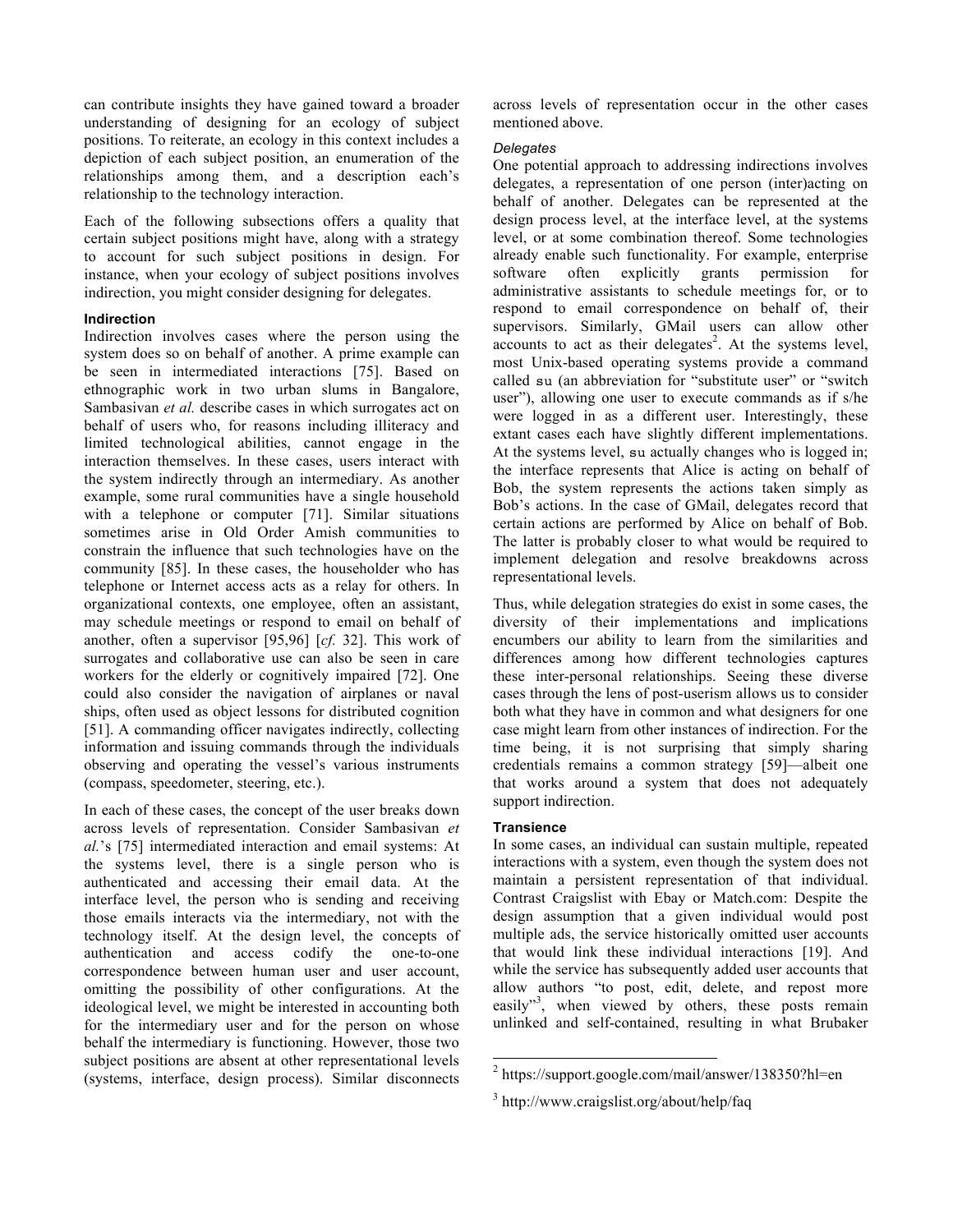can contribute insights they have gained toward a broader understanding of designing for an ecology of subject positions. To reiterate, an ecology in this context includes a depiction of each subject position, an enumeration of the relationships among them, and a description each's relationship to the technology interaction.

Each of the following subsections offers a quality that certain subject positions might have, along with a strategy to account for such subject positions in design. For instance, when your ecology of subject positions involves indirection, you might consider designing for delegates.

### Indirection

Indirection involves cases where the person using the system does so on behalf of another. A prime example can be seen in intermediated interactions [75]. Based on ethnographic work in two urban slums in Bangalore, Sambasivan *et al.* describe cases in which surrogates act on behalf of users who, for reasons including illiteracy and limited technological abilities, cannot engage in the interaction themselves. In these cases, users interact with the system indirectly through an intermediary. As another example, some rural communities have a single household with a telephone or computer [71]. Similar situations sometimes arise in Old Order Amish communities to constrain the influence that such technologies have on the community [85]. In these cases, the householder who has telephone or Internet access acts as a relay for others. In organizational contexts, one employee, often an assistant, may schedule meetings or respond to email on behalf of another, often a supervisor [95,96] [*cf.* 32]. This work of surrogates and collaborative use can also be seen in care workers for the elderly or cognitively impaired [72]. One could also consider the navigation of airplanes or naval ships, often used as object lessons for distributed cognition [51]. A commanding officer navigates indirectly, collecting information and issuing commands through the individuals observing and operating the vessel's various instruments (compass, speedometer, steering, etc.).

In each of these cases, the concept of the user breaks down across levels of representation. Consider Sambasivan *et al.*'s [75] intermediated interaction and email systems: At the systems level, there is a single person who is authenticated and accessing their email data. At the interface level, the person who is sending and receiving those emails interacts via the intermediary, not with the technology itself. At the design level, the concepts of authentication and access codify the one-to-one correspondence between human user and user account, omitting the possibility of other configurations. At the ideological level, we might be interested in accounting both for the intermediary user and for the person on whose behalf the intermediary is functioning. However, those two subject positions are absent at other representational levels (systems, interface, design process). Similar disconnects across levels of representation occur in the other cases mentioned above.

#### *Delegates*

One potential approach to addressing indirections involves delegates, a representation of one person (inter)acting on behalf of another. Delegates can be represented at the design process level, at the interface level, at the systems level, or at some combination thereof. Some technologies already enable such functionality. For example, enterprise software often explicitly grants permission for administrative assistants to schedule meetings for, or to respond to email correspondence on behalf of, their supervisors. Similarly, GMail users can allow other accounts to act as their delegates[2]. At the systems level, most Unix-based operating systems provide a command called `su` (an abbreviation for "substitute user" or "switch user"), allowing one user to execute commands as if s/he were logged in as a different user. Interestingly, these extant cases each have slightly different implementations. At the systems level, `su` actually changes who is logged in; the interface represents that Alice is acting on behalf of Bob, the system represents the actions taken simply as Bob's actions. In the case of GMail, delegates record that certain actions are performed by Alice on behalf of Bob. The latter is probably closer to what would be required to implement delegation and resolve breakdowns across representational levels.

Thus, while delegation strategies do exist in some cases, the diversity of their implementations and implications encumbers our ability to learn from the similarities and differences among how different technologies captures these inter-personal relationships. Seeing these diverse cases through the lens of post-userism allows us to consider both what they have in common and what designers for one case might learn from other instances of indirection. For the time being, it is not surprising that simply sharing credentials remains a common strategy [59]—albeit one that works around a system that does not adequately support indirection.

### Transience

In some cases, an individual can sustain multiple, repeated interactions with a system, even though the system does not maintain a persistent representation of that individual. Contrast Craigslist with Ebay or Match.com: Despite the design assumption that a given individual would post multiple ads, the service historically omitted user accounts that would link these individual interactions [19]. And while the service has subsequently added user accounts that allow authors "to post, edit, delete, and repost more easily"[3], when viewed by others, these posts remain unlinked and self-contained, resulting in what Brubaker

---

[2] https://support.google.com/mail/answer/138350?hl=en

[3] http://www.craigslist.org/about/help/faq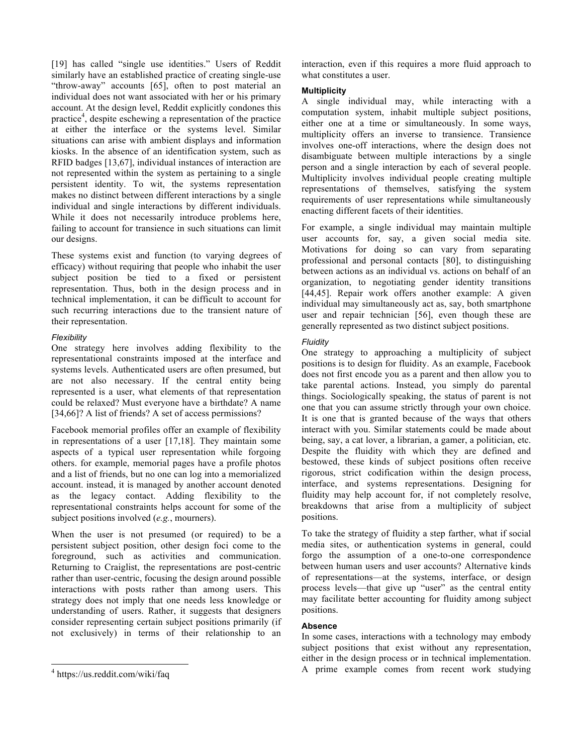[19] has called “single use identities.” Users of Reddit similarly have an established practice of creating single-use “throw-away” accounts [65], often to post material an individual does not want associated with her or his primary account. At the design level, Reddit explicitly condones this practice[4], despite eschewing a representation of the practice at either the interface or the systems level. Similar situations can arise with ambient displays and information kiosks. In the absence of an identification system, such as RFID badges [13,67], individual instances of interaction are not represented within the system as pertaining to a single persistent identity. To wit, the systems representation makes no distinct between different interactions by a single individual and single interactions by different individuals. While it does not necessarily introduce problems here, failing to account for transience in such situations can limit our designs.

These systems exist and function (to varying degrees of efficacy) without requiring that people who inhabit the user subject position be tied to a fixed or persistent representation. Thus, both in the design process and in technical implementation, it can be difficult to account for such recurring interactions due to the transient nature of their representation.

##### *Flexibility*

One strategy here involves adding flexibility to the representational constraints imposed at the interface and systems levels. Authenticated users are often presumed, but are not also necessary. If the central entity being represented is a user, what elements of that representation could be relaxed? Must everyone have a birthdate? A name [34,66]? A list of friends? A set of access permissions?

Facebook memorial profiles offer an example of flexibility in representations of a user [17,18]. They maintain some aspects of a typical user representation while forgoing others. for example, memorial pages have a profile photos and a list of friends, but no one can log into a memorialized account. instead, it is managed by another account denoted as the legacy contact. Adding flexibility to the representational constraints helps account for some of the subject positions involved (*e.g.*, mourners).

When the user is not presumed (or required) to be a persistent subject position, other design foci come to the foreground, such as activities and communication. Returning to Craiglist, the representations are post-centric rather than user-centric, focusing the design around possible interactions with posts rather than among users. This strategy does not imply that one needs less knowledge or understanding of users. Rather, it suggests that designers consider representing certain subject positions primarily (if not exclusively) in terms of their relationship to an interaction, even if this requires a more fluid approach to what constitutes a user.

#### **Multiplicity**

A single individual may, while interacting with a computation system, inhabit multiple subject positions, either one at a time or simultaneously. In some ways, multiplicity offers an inverse to transience. Transience involves one-off interactions, where the design does not disambiguate between multiple interactions by a single person and a single interaction by each of several people. Multiplicity involves individual people creating multiple representations of themselves, satisfying the system requirements of user representations while simultaneously enacting different facets of their identities.

For example, a single individual may maintain multiple user accounts for, say, a given social media site. Motivations for doing so can vary from separating professional and personal contacts [80], to distinguishing between actions as an individual vs. actions on behalf of an organization, to negotiating gender identity transitions [44,45]. Repair work offers another example: A given individual may simultaneously act as, say, both smartphone user and repair technician [56], even though these are generally represented as two distinct subject positions.

##### *Fluidity*

One strategy to approaching a multiplicity of subject positions is to design for fluidity. As an example, Facebook does not first encode you as a parent and then allow you to take parental actions. Instead, you simply do parental things. Sociologically speaking, the status of parent is not one that you can assume strictly through your own choice. It is one that is granted because of the ways that others interact with you. Similar statements could be made about being, say, a cat lover, a librarian, a gamer, a politician, etc. Despite the fluidity with which they are defined and bestowed, these kinds of subject positions often receive rigorous, strict codification within the design process, interface, and systems representations. Designing for fluidity may help account for, if not completely resolve, breakdowns that arise from a multiplicity of subject positions.

To take the strategy of fluidity a step farther, what if social media sites, or authentication systems in general, could forgo the assumption of a one-to-one correspondence between human users and user accounts? Alternative kinds of representations—at the systems, interface, or design process levels—that give up “user” as the central entity may facilitate better accounting for fluidity among subject positions.

#### **Absence**

In some cases, interactions with a technology may embody subject positions that exist without any representation, either in the design process or in technical implementation. A prime example comes from recent work studying

[4] https://us.reddit.com/wiki/faq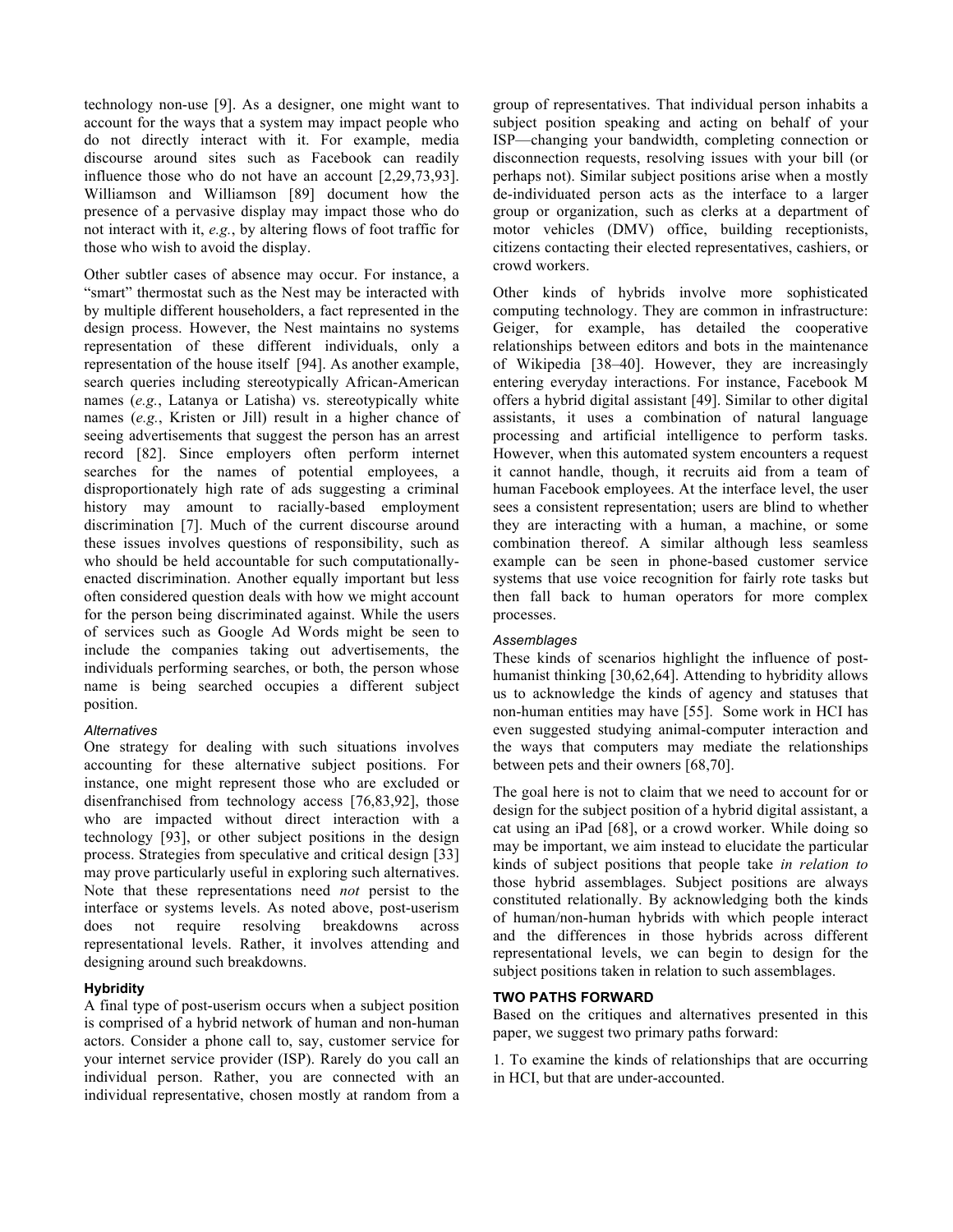technology non-use [9]. As a designer, one might want to account for the ways that a system may impact people who do not directly interact with it. For example, media discourse around sites such as Facebook can readily influence those who do not have an account [2,29,73,93]. Williamson and Williamson [89] document how the presence of a pervasive display may impact those who do not interact with it, *e.g.*, by altering flows of foot traffic for those who wish to avoid the display.

Other subtler cases of absence may occur. For instance, a "smart" thermostat such as the Nest may be interacted with by multiple different householders, a fact represented in the design process. However, the Nest maintains no systems representation of these different individuals, only a representation of the house itself [94]. As another example, search queries including stereotypically African-American names (*e.g.*, Latanya or Latisha) vs. stereotypically white names (*e.g.*, Kristen or Jill) result in a higher chance of seeing advertisements that suggest the person has an arrest record [82]. Since employers often perform internet searches for the names of potential employees, a disproportionately high rate of ads suggesting a criminal history may amount to racially-based employment discrimination [7]. Much of the current discourse around these issues involves questions of responsibility, such as who should be held accountable for such computationally-enacted discrimination. Another equally important but less often considered question deals with how we might account for the person being discriminated against. While the users of services such as Google Ad Words might be seen to include the companies taking out advertisements, the individuals performing searches, or both, the person whose name is being searched occupies a different subject position.

#### *Alternatives*

One strategy for dealing with such situations involves accounting for these alternative subject positions. For instance, one might represent those who are excluded or disenfranchised from technology access [76,83,92], those who are impacted without direct interaction with a technology [93], or other subject positions in the design process. Strategies from speculative and critical design [33] may prove particularly useful in exploring such alternatives. Note that these representations need *not* persist to the interface or systems levels. As noted above, post-userism does not require resolving breakdowns across representational levels. Rather, it involves attending and designing around such breakdowns.

### Hybridity

A final type of post-userism occurs when a subject position is comprised of a hybrid network of human and non-human actors. Consider a phone call to, say, customer service for your internet service provider (ISP). Rarely do you call an individual person. Rather, you are connected with an individual representative, chosen mostly at random from a group of representatives. That individual person inhabits a subject position speaking and acting on behalf of your ISP—changing your bandwidth, completing connection or disconnection requests, resolving issues with your bill (or perhaps not). Similar subject positions arise when a mostly de-individuated person acts as the interface to a larger group or organization, such as clerks at a department of motor vehicles (DMV) office, building receptionists, citizens contacting their elected representatives, cashiers, or crowd workers.

Other kinds of hybrids involve more sophisticated computing technology. They are common in infrastructure: Geiger, for example, has detailed the cooperative relationships between editors and bots in the maintenance of Wikipedia [38–40]. However, they are increasingly entering everyday interactions. For instance, Facebook M offers a hybrid digital assistant [49]. Similar to other digital assistants, it uses a combination of natural language processing and artificial intelligence to perform tasks. However, when this automated system encounters a request it cannot handle, though, it recruits aid from a team of human Facebook employees. At the interface level, the user sees a consistent representation; users are blind to whether they are interacting with a human, a machine, or some combination thereof. A similar although less seamless example can be seen in phone-based customer service systems that use voice recognition for fairly rote tasks but then fall back to human operators for more complex processes.

#### *Assemblages*

These kinds of scenarios highlight the influence of post-humanist thinking [30,62,64]. Attending to hybridity allows us to acknowledge the kinds of agency and statuses that non-human entities may have [55]. Some work in HCI has even suggested studying animal-computer interaction and the ways that computers may mediate the relationships between pets and their owners [68,70].

The goal here is not to claim that we need to account for or design for the subject position of a hybrid digital assistant, a cat using an iPad [68], or a crowd worker. While doing so may be important, we aim instead to elucidate the particular kinds of subject positions that people take *in relation to* those hybrid assemblages. Subject positions are always constituted relationally. By acknowledging both the kinds of human/non-human hybrids with which people interact and the differences in those hybrids across different representational levels, we can begin to design for the subject positions taken in relation to such assemblages.

### TWO PATHS FORWARD

Based on the critiques and alternatives presented in this paper, we suggest two primary paths forward:

1. To examine the kinds of relationships that are occurring in HCI, but that are under-accounted.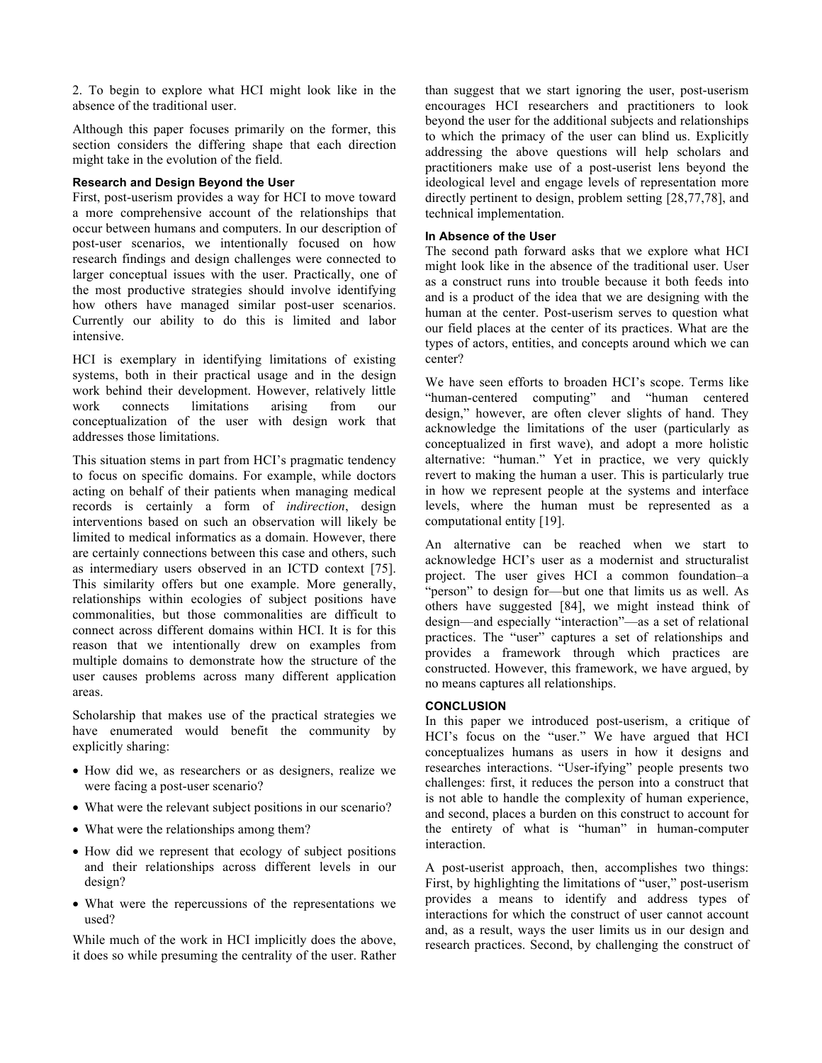2. To begin to explore what HCI might look like in the absence of the traditional user.

Although this paper focuses primarily on the former, this section considers the differing shape that each direction might take in the evolution of the field.

### Research and Design Beyond the User

First, post-userism provides a way for HCI to move toward a more comprehensive account of the relationships that occur between humans and computers. In our description of post-user scenarios, we intentionally focused on how research findings and design challenges were connected to larger conceptual issues with the user. Practically, one of the most productive strategies should involve identifying how others have managed similar post-user scenarios. Currently our ability to do this is limited and labor intensive.

HCI is exemplary in identifying limitations of existing systems, both in their practical usage and in the design work behind their development. However, relatively little work connects limitations arising from our conceptualization of the user with design work that addresses those limitations.

This situation stems in part from HCI's pragmatic tendency to focus on specific domains. For example, while doctors acting on behalf of their patients when managing medical records is certainly a form of *indirection*, design interventions based on such an observation will likely be limited to medical informatics as a domain. However, there are certainly connections between this case and others, such as intermediary users observed in an ICTD context [75]. This similarity offers but one example. More generally, relationships within ecologies of subject positions have commonalities, but those commonalities are difficult to connect across different domains within HCI. It is for this reason that we intentionally drew on examples from multiple domains to demonstrate how the structure of the user causes problems across many different application areas.

Scholarship that makes use of the practical strategies we have enumerated would benefit the community by explicitly sharing:

- How did we, as researchers or as designers, realize we were facing a post-user scenario?
- What were the relevant subject positions in our scenario?
- What were the relationships among them?
- How did we represent that ecology of subject positions and their relationships across different levels in our design?
- What were the repercussions of the representations we used?

While much of the work in HCI implicitly does the above, it does so while presuming the centrality of the user. Rather than suggest that we start ignoring the user, post-userism encourages HCI researchers and practitioners to look beyond the user for the additional subjects and relationships to which the primacy of the user can blind us. Explicitly addressing the above questions will help scholars and practitioners make use of a post-userist lens beyond the ideological level and engage levels of representation more directly pertinent to design, problem setting [28,77,78], and technical implementation.

### In Absence of the User

The second path forward asks that we explore what HCI might look like in the absence of the traditional user. User as a construct runs into trouble because it both feeds into and is a product of the idea that we are designing with the human at the center. Post-userism serves to question what our field places at the center of its practices. What are the types of actors, entities, and concepts around which we can center?

We have seen efforts to broaden HCI's scope. Terms like "human-centered computing" and "human centered design," however, are often clever slights of hand. They acknowledge the limitations of the user (particularly as conceptualized in first wave), and adopt a more holistic alternative: "human." Yet in practice, we very quickly revert to making the human a user. This is particularly true in how we represent people at the systems and interface levels, where the human must be represented as a computational entity [19].

An alternative can be reached when we start to acknowledge HCI's user as a modernist and structuralist project. The user gives HCI a common foundation–a "person" to design for—but one that limits us as well. As others have suggested [84], we might instead think of design—and especially "interaction"—as a set of relational practices. The "user" captures a set of relationships and provides a framework through which practices are constructed. However, this framework, we have argued, by no means captures all relationships.

## CONCLUSION

In this paper we introduced post-userism, a critique of HCI's focus on the "user." We have argued that HCI conceptualizes humans as users in how it designs and researches interactions. "User-ifying" people presents two challenges: first, it reduces the person into a construct that is not able to handle the complexity of human experience, and second, places a burden on this construct to account for the entirety of what is "human" in human-computer interaction.

A post-userist approach, then, accomplishes two things: First, by highlighting the limitations of "user," post-userism provides a means to identify and address types of interactions for which the construct of user cannot account and, as a result, ways the user limits us in our design and research practices. Second, by challenging the construct of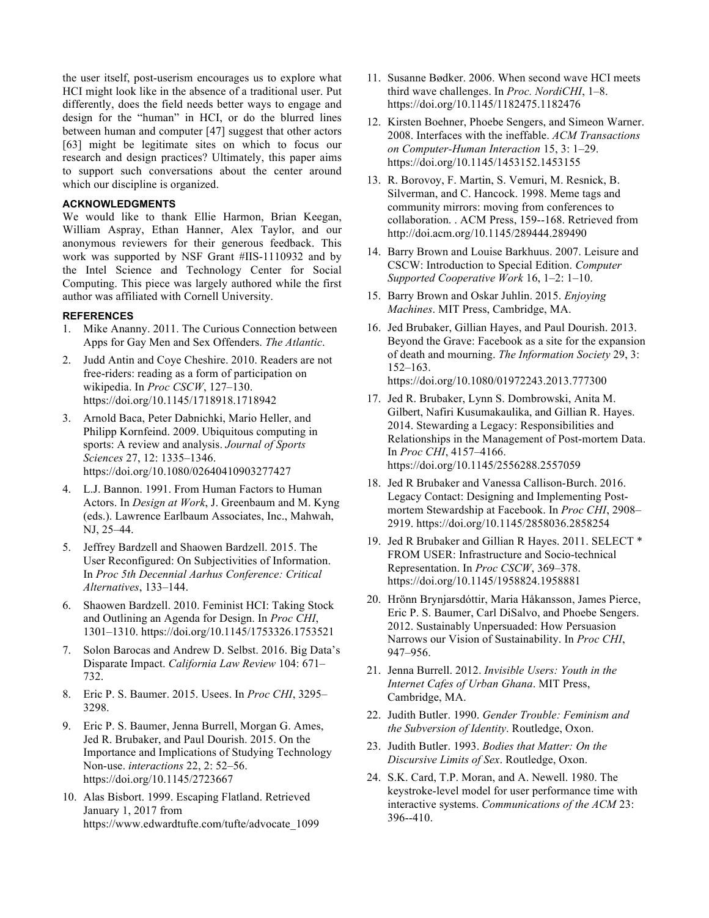the user itself, post-userism encourages us to explore what HCI might look like in the absence of a traditional user. Put differently, does the field needs better ways to engage and design for the "human" in HCI, or do the blurred lines between human and computer [47] suggest that other actors [63] might be legitimate sites on which to focus our research and design practices? Ultimately, this paper aims to support such conversations about the center around which our discipline is organized.

## ACKNOWLEDGMENTS

We would like to thank Ellie Harmon, Brian Keegan, William Aspray, Ethan Hanner, Alex Taylor, and our anonymous reviewers for their generous feedback. This work was supported by NSF Grant #IIS-1110932 and by the Intel Science and Technology Center for Social Computing. This piece was largely authored while the first author was affiliated with Cornell University.

## REFERENCES

1. Mike Ananny. 2011. The Curious Connection between Apps for Gay Men and Sex Offenders. *The Atlantic*.
2. Judd Antin and Coye Cheshire. 2010. Readers are not free-riders: reading as a form of participation on wikipedia. In *Proc CSCW*, 127–130. https://doi.org/10.1145/1718918.1718942
3. Arnold Baca, Peter Dabnichki, Mario Heller, and Philipp Kornfeind. 2009. Ubiquitous computing in sports: A review and analysis. *Journal of Sports Sciences* 27, 12: 1335–1346. https://doi.org/10.1080/02640410903277427
4. L.J. Bannon. 1991. From Human Factors to Human Actors. In *Design at Work*, J. Greenbaum and M. Kyng (eds.). Lawrence Earlbaum Associates, Inc., Mahwah, NJ, 25–44.
5. Jeffrey Bardzell and Shaowen Bardzell. 2015. The User Reconfigured: On Subjectivities of Information. In *Proc 5th Decennial Aarhus Conference: Critical Alternatives*, 133–144.
6. Shaowen Bardzell. 2010. Feminist HCI: Taking Stock and Outlining an Agenda for Design. In *Proc CHI*, 1301–1310. https://doi.org/10.1145/1753326.1753521
7. Solon Barocas and Andrew D. Selbst. 2016. Big Data's Disparate Impact. *California Law Review* 104: 671–732.
8. Eric P. S. Baumer. 2015. Usees. In *Proc CHI*, 3295–3298.
9. Eric P. S. Baumer, Jenna Burrell, Morgan G. Ames, Jed R. Brubaker, and Paul Dourish. 2015. On the Importance and Implications of Studying Technology Non-use. *interactions* 22, 2: 52–56. https://doi.org/10.1145/2723667
10. Alas Bisbort. 1999. Escaping Flatland. Retrieved January 1, 2017 from https://www.edwardtufte.com/tufte/advocate_1099
11. Susanne Bødker. 2006. When second wave HCI meets third wave challenges. In *Proc. NordiCHI*, 1–8. https://doi.org/10.1145/1182475.1182476
12. Kirsten Boehner, Phoebe Sengers, and Simeon Warner. 2008. Interfaces with the ineffable. *ACM Transactions on Computer-Human Interaction* 15, 3: 1–29. https://doi.org/10.1145/1453152.1453155
13. R. Borovoy, F. Martin, S. Vemuri, M. Resnick, B. Silverman, and C. Hancock. 1998. Meme tags and community mirrors: moving from conferences to collaboration. . ACM Press, 159--168. Retrieved from http://doi.acm.org/10.1145/289444.289490
14. Barry Brown and Louise Barkhuus. 2007. Leisure and CSCW: Introduction to Special Edition. *Computer Supported Cooperative Work* 16, 1–2: 1–10.
15. Barry Brown and Oskar Juhlin. 2015. *Enjoying Machines*. MIT Press, Cambridge, MA.
16. Jed Brubaker, Gillian Hayes, and Paul Dourish. 2013. Beyond the Grave: Facebook as a site for the expansion of death and mourning. *The Information Society* 29, 3: 152–163. https://doi.org/10.1080/01972243.2013.777300
17. Jed R. Brubaker, Lynn S. Dombrowski, Anita M. Gilbert, Nafiri Kusumakaulika, and Gillian R. Hayes. 2014. Stewarding a Legacy: Responsibilities and Relationships in the Management of Post-mortem Data. In *Proc CHI*, 4157–4166. https://doi.org/10.1145/2556288.2557059
18. Jed R Brubaker and Vanessa Callison-Burch. 2016. Legacy Contact: Designing and Implementing Post-mortem Stewardship at Facebook. In *Proc CHI*, 2908–2919. https://doi.org/10.1145/2858036.2858254
19. Jed R Brubaker and Gillian R Hayes. 2011. SELECT * FROM USER: Infrastructure and Socio-technical Representation. In *Proc CSCW*, 369–378. https://doi.org/10.1145/1958824.1958881
20. Hrönn Brynjarsdóttir, Maria Håkansson, James Pierce, Eric P. S. Baumer, Carl DiSalvo, and Phoebe Sengers. 2012. Sustainably Unpersuaded: How Persuasion Narrows our Vision of Sustainability. In *Proc CHI*, 947–956.
21. Jenna Burrell. 2012. *Invisible Users: Youth in the Internet Cafes of Urban Ghana*. MIT Press, Cambridge, MA.
22. Judith Butler. 1990. *Gender Trouble: Feminism and the Subversion of Identity*. Routledge, Oxon.
23. Judith Butler. 1993. *Bodies that Matter: On the Discursive Limits of Sex*. Routledge, Oxon.
24. S.K. Card, T.P. Moran, and A. Newell. 1980. The keystroke-level model for user performance time with interactive systems. *Communications of the ACM* 23: 396--410.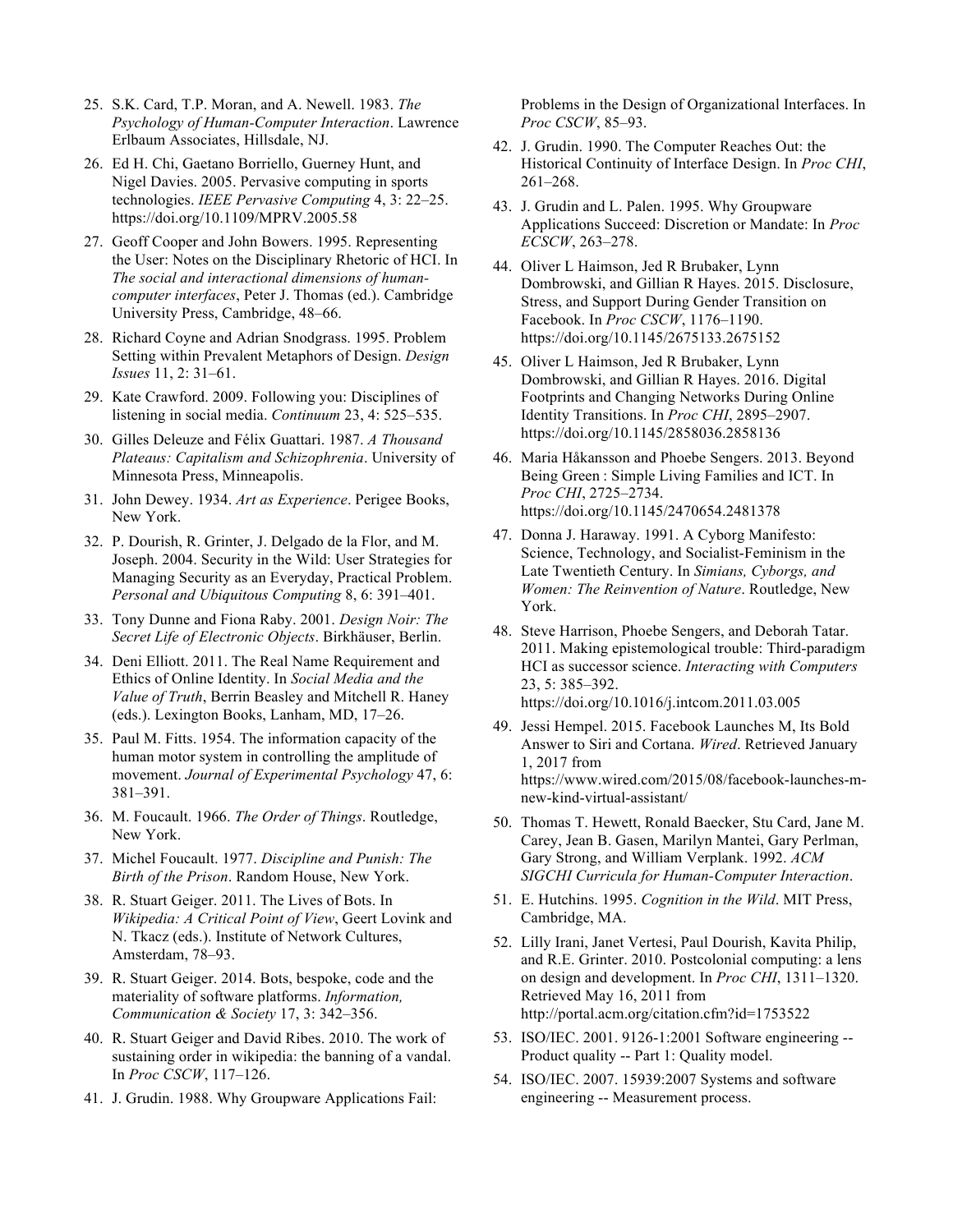25. S.K. Card, T.P. Moran, and A. Newell. 1983. *The Psychology of Human-Computer Interaction*. Lawrence Erlbaum Associates, Hillsdale, NJ.
26. Ed H. Chi, Gaetano Borriello, Guerney Hunt, and Nigel Davies. 2005. Pervasive computing in sports technologies. *IEEE Pervasive Computing* 4, 3: 22–25. https://doi.org/10.1109/MPRV.2005.58
27. Geoff Cooper and John Bowers. 1995. Representing the User: Notes on the Disciplinary Rhetoric of HCI. In *The social and interactional dimensions of human-computer interfaces*, Peter J. Thomas (ed.). Cambridge University Press, Cambridge, 48–66.
28. Richard Coyne and Adrian Snodgrass. 1995. Problem Setting within Prevalent Metaphors of Design. *Design Issues* 11, 2: 31–61.
29. Kate Crawford. 2009. Following you: Disciplines of listening in social media. *Continuum* 23, 4: 525–535.
30. Gilles Deleuze and Félix Guattari. 1987. *A Thousand Plateaus: Capitalism and Schizophrenia*. University of Minnesota Press, Minneapolis.
31. John Dewey. 1934. *Art as Experience*. Perigee Books, New York.
32. P. Dourish, R. Grinter, J. Delgado de la Flor, and M. Joseph. 2004. Security in the Wild: User Strategies for Managing Security as an Everyday, Practical Problem. *Personal and Ubiquitous Computing* 8, 6: 391–401.
33. Tony Dunne and Fiona Raby. 2001. *Design Noir: The Secret Life of Electronic Objects*. Birkhäuser, Berlin.
34. Deni Elliott. 2011. The Real Name Requirement and Ethics of Online Identity. In *Social Media and the Value of Truth*, Berrin Beasley and Mitchell R. Haney (eds.). Lexington Books, Lanham, MD, 17–26.
35. Paul M. Fitts. 1954. The information capacity of the human motor system in controlling the amplitude of movement. *Journal of Experimental Psychology* 47, 6: 381–391.
36. M. Foucault. 1966. *The Order of Things*. Routledge, New York.
37. Michel Foucault. 1977. *Discipline and Punish: The Birth of the Prison*. Random House, New York.
38. R. Stuart Geiger. 2011. The Lives of Bots. In *Wikipedia: A Critical Point of View*, Geert Lovink and N. Tkacz (eds.). Institute of Network Cultures, Amsterdam, 78–93.
39. R. Stuart Geiger. 2014. Bots, bespoke, code and the materiality of software platforms. *Information, Communication & Society* 17, 3: 342–356.
40. R. Stuart Geiger and David Ribes. 2010. The work of sustaining order in wikipedia: the banning of a vandal. In *Proc CSCW*, 117–126.
41. J. Grudin. 1988. Why Groupware Applications Fail: Problems in the Design of Organizational Interfaces. In *Proc CSCW*, 85–93.
42. J. Grudin. 1990. The Computer Reaches Out: the Historical Continuity of Interface Design. In *Proc CHI*, 261–268.
43. J. Grudin and L. Palen. 1995. Why Groupware Applications Succeed: Discretion or Mandate: In *Proc ECSCW*, 263–278.
44. Oliver L Haimson, Jed R Brubaker, Lynn Dombrowski, and Gillian R Hayes. 2015. Disclosure, Stress, and Support During Gender Transition on Facebook. In *Proc CSCW*, 1176–1190. https://doi.org/10.1145/2675133.2675152
45. Oliver L Haimson, Jed R Brubaker, Lynn Dombrowski, and Gillian R Hayes. 2016. Digital Footprints and Changing Networks During Online Identity Transitions. In *Proc CHI*, 2895–2907. https://doi.org/10.1145/2858036.2858136
46. Maria Håkansson and Phoebe Sengers. 2013. Beyond Being Green : Simple Living Families and ICT. In *Proc CHI*, 2725–2734. https://doi.org/10.1145/2470654.2481378
47. Donna J. Haraway. 1991. A Cyborg Manifesto: Science, Technology, and Socialist-Feminism in the Late Twentieth Century. In *Simians, Cyborgs, and Women: The Reinvention of Nature*. Routledge, New York.
48. Steve Harrison, Phoebe Sengers, and Deborah Tatar. 2011. Making epistemological trouble: Third-paradigm HCI as successor science. *Interacting with Computers* 23, 5: 385–392. https://doi.org/10.1016/j.intcom.2011.03.005
49. Jessi Hempel. 2015. Facebook Launches M, Its Bold Answer to Siri and Cortana. *Wired*. Retrieved January 1, 2017 from https://www.wired.com/2015/08/facebook-launches-m-new-kind-virtual-assistant/
50. Thomas T. Hewett, Ronald Baecker, Stu Card, Jane M. Carey, Jean B. Gasen, Marilyn Mantei, Gary Perlman, Gary Strong, and William Verplank. 1992. *ACM SIGCHI Curricula for Human-Computer Interaction*.
51. E. Hutchins. 1995. *Cognition in the Wild*. MIT Press, Cambridge, MA.
52. Lilly Irani, Janet Vertesi, Paul Dourish, Kavita Philip, and R.E. Grinter. 2010. Postcolonial computing: a lens on design and development. In *Proc CHI*, 1311–1320. Retrieved May 16, 2011 from http://portal.acm.org/citation.cfm?id=1753522
53. ISO/IEC. 2001. 9126-1:2001 Software engineering -- Product quality -- Part 1: Quality model.
54. ISO/IEC. 2007. 15939:2007 Systems and software engineering -- Measurement process.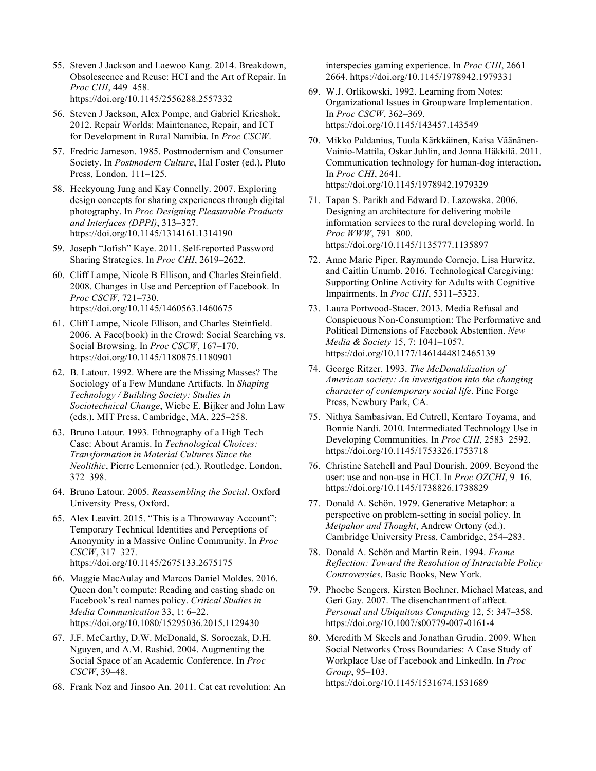55. Steven J Jackson and Laewoo Kang. 2014. Breakdown, Obsolescence and Reuse: HCI and the Art of Repair. In *Proc CHI*, 449–458. https://doi.org/10.1145/2556288.2557332

56. Steven J Jackson, Alex Pompe, and Gabriel Krieshok. 2012. Repair Worlds: Maintenance, Repair, and ICT for Development in Rural Namibia. In *Proc CSCW*.

57. Fredric Jameson. 1985. Postmodernism and Consumer Society. In *Postmodern Culture*, Hal Foster (ed.). Pluto Press, London, 111–125.

58. Heekyoung Jung and Kay Connelly. 2007. Exploring design concepts for sharing experiences through digital photography. In *Proc Designing Pleasurable Products and Interfaces (DPPI)*, 313–327. https://doi.org/10.1145/1314161.1314190

59. Joseph "Jofish" Kaye. 2011. Self-reported Password Sharing Strategies. In *Proc CHI*, 2619–2622.

60. Cliff Lampe, Nicole B Ellison, and Charles Steinfield. 2008. Changes in Use and Perception of Facebook. In *Proc CSCW*, 721–730. https://doi.org/10.1145/1460563.1460675

61. Cliff Lampe, Nicole Ellison, and Charles Steinfield. 2006. A Face(book) in the Crowd: Social Searching vs. Social Browsing. In *Proc CSCW*, 167–170. https://doi.org/10.1145/1180875.1180901

62. B. Latour. 1992. Where are the Missing Masses? The Sociology of a Few Mundane Artifacts. In *Shaping Technology / Building Society: Studies in Sociotechnical Change*, Wiebe E. Bijker and John Law (eds.). MIT Press, Cambridge, MA, 225–258.

63. Bruno Latour. 1993. Ethnography of a High Tech Case: About Aramis. In *Technological Choices: Transformation in Material Cultures Since the Neolithic*, Pierre Lemonnier (ed.). Routledge, London, 372–398.

64. Bruno Latour. 2005. *Reassembling the Social*. Oxford University Press, Oxford.

65. Alex Leavitt. 2015. "This is a Throwaway Account": Temporary Technical Identities and Perceptions of Anonymity in a Massive Online Community. In *Proc CSCW*, 317–327. https://doi.org/10.1145/2675133.2675175

66. Maggie MacAulay and Marcos Daniel Moldes. 2016. Queen don't compute: Reading and casting shade on Facebook's real names policy. *Critical Studies in Media Communication* 33, 1: 6–22. https://doi.org/10.1080/15295036.2015.1129430

67. J.F. McCarthy, D.W. McDonald, S. Soroczak, D.H. Nguyen, and A.M. Rashid. 2004. Augmenting the Social Space of an Academic Conference. In *Proc CSCW*, 39–48.

68. Frank Noz and Jinsoo An. 2011. Cat cat revolution: An interspecies gaming experience. In *Proc CHI*, 2661–2664. https://doi.org/10.1145/1978942.1979331

69. W.J. Orlikowski. 1992. Learning from Notes: Organizational Issues in Groupware Implementation. In *Proc CSCW*, 362–369. https://doi.org/10.1145/143457.143549

70. Mikko Paldanius, Tuula Kärkkäinen, Kaisa Väänänen-Vainio-Mattila, Oskar Juhlin, and Jonna Häkkilä. 2011. Communication technology for human-dog interaction. In *Proc CHI*, 2641. https://doi.org/10.1145/1978942.1979329

71. Tapan S. Parikh and Edward D. Lazowska. 2006. Designing an architecture for delivering mobile information services to the rural developing world. In *Proc WWW*, 791–800. https://doi.org/10.1145/1135777.1135897

72. Anne Marie Piper, Raymundo Cornejo, Lisa Hurwitz, and Caitlin Unumb. 2016. Technological Caregiving: Supporting Online Activity for Adults with Cognitive Impairments. In *Proc CHI*, 5311–5323.

73. Laura Portwood-Stacer. 2013. Media Refusal and Conspicuous Non-Consumption: The Performative and Political Dimensions of Facebook Abstention. *New Media & Society* 15, 7: 1041–1057. https://doi.org/10.1177/1461444812465139

74. George Ritzer. 1993. *The McDonaldization of American society: An investigation into the changing character of contemporary social life*. Pine Forge Press, Newbury Park, CA.

75. Nithya Sambasivan, Ed Cutrell, Kentaro Toyama, and Bonnie Nardi. 2010. Intermediated Technology Use in Developing Communities. In *Proc CHI*, 2583–2592. https://doi.org/10.1145/1753326.1753718

76. Christine Satchell and Paul Dourish. 2009. Beyond the user: use and non-use in HCI. In *Proc OZCHI*, 9–16. https://doi.org/10.1145/1738826.1738829

77. Donald A. Schön. 1979. Generative Metaphor: a perspective on problem-setting in social policy. In *Metpahor and Thought*, Andrew Ortony (ed.). Cambridge University Press, Cambridge, 254–283.

78. Donald A. Schön and Martin Rein. 1994. *Frame Reflection: Toward the Resolution of Intractable Policy Controversies*. Basic Books, New York.

79. Phoebe Sengers, Kirsten Boehner, Michael Mateas, and Geri Gay. 2007. The disenchantment of affect. *Personal and Ubiquitous Computing* 12, 5: 347–358. https://doi.org/10.1007/s00779-007-0161-4

80. Meredith M Skeels and Jonathan Grudin. 2009. When Social Networks Cross Boundaries: A Case Study of Workplace Use of Facebook and LinkedIn. In *Proc Group*, 95–103. https://doi.org/10.1145/1531674.1531689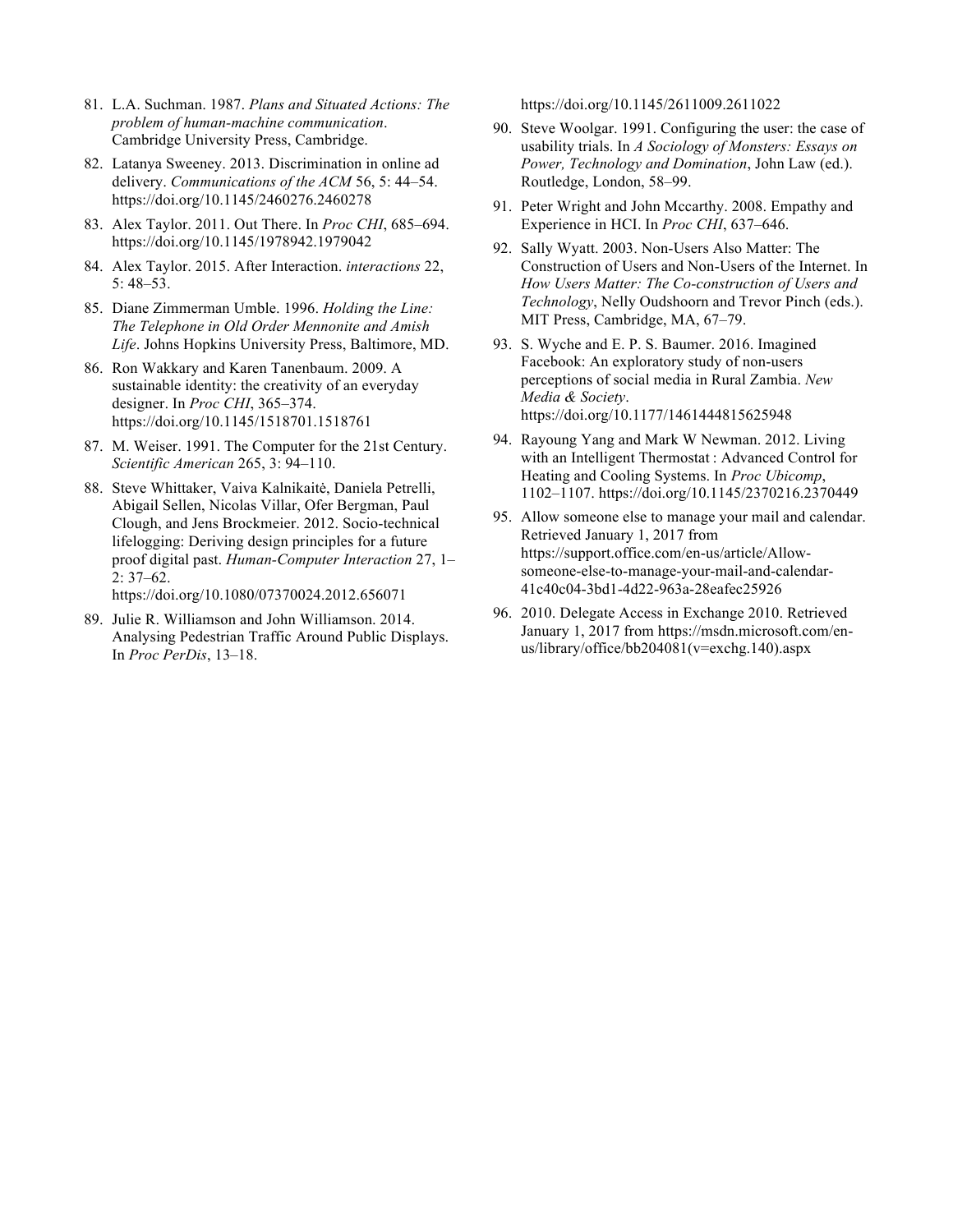81. L.A. Suchman. 1987. *Plans and Situated Actions: The problem of human-machine communication*. Cambridge University Press, Cambridge.
82. Latanya Sweeney. 2013. Discrimination in online ad delivery. *Communications of the ACM* 56, 5: 44–54. https://doi.org/10.1145/2460276.2460278
83. Alex Taylor. 2011. Out There. In *Proc CHI*, 685–694. https://doi.org/10.1145/1978942.1979042
84. Alex Taylor. 2015. After Interaction. *interactions* 22, 5: 48–53.
85. Diane Zimmerman Umble. 1996. *Holding the Line: The Telephone in Old Order Mennonite and Amish Life*. Johns Hopkins University Press, Baltimore, MD.
86. Ron Wakkary and Karen Tanenbaum. 2009. A sustainable identity: the creativity of an everyday designer. In *Proc CHI*, 365–374. https://doi.org/10.1145/1518701.1518761
87. M. Weiser. 1991. The Computer for the 21st Century. *Scientific American* 265, 3: 94–110.
88. Steve Whittaker, Vaiva Kalnikaitė, Daniela Petrelli, Abigail Sellen, Nicolas Villar, Ofer Bergman, Paul Clough, and Jens Brockmeier. 2012. Socio-technical lifelogging: Deriving design principles for a future proof digital past. *Human-Computer Interaction* 27, 1–2: 37–62. https://doi.org/10.1080/07370024.2012.656071
89. Julie R. Williamson and John Williamson. 2014. Analysing Pedestrian Traffic Around Public Displays. In *Proc PerDis*, 13–18. https://doi.org/10.1145/2611009.2611022
90. Steve Woolgar. 1991. Configuring the user: the case of usability trials. In *A Sociology of Monsters: Essays on Power, Technology and Domination*, John Law (ed.). Routledge, London, 58–99.
91. Peter Wright and John Mccarthy. 2008. Empathy and Experience in HCI. In *Proc CHI*, 637–646.
92. Sally Wyatt. 2003. Non-Users Also Matter: The Construction of Users and Non-Users of the Internet. In *How Users Matter: The Co-construction of Users and Technology*, Nelly Oudshoorn and Trevor Pinch (eds.). MIT Press, Cambridge, MA, 67–79.
93. S. Wyche and E. P. S. Baumer. 2016. Imagined Facebook: An exploratory study of non-users perceptions of social media in Rural Zambia. *New Media & Society*. https://doi.org/10.1177/1461444815625948
94. Rayoung Yang and Mark W Newman. 2012. Living with an Intelligent Thermostat : Advanced Control for Heating and Cooling Systems. In *Proc Ubicomp*, 1102–1107. https://doi.org/10.1145/2370216.2370449
95. Allow someone else to manage your mail and calendar. Retrieved January 1, 2017 from https://support.office.com/en-us/article/Allow-someone-else-to-manage-your-mail-and-calendar-41c40c04-3bd1-4d22-963a-28eafec25926
96. 2010. Delegate Access in Exchange 2010. Retrieved January 1, 2017 from https://msdn.microsoft.com/en-us/library/office/bb204081(v=exchg.140).aspx